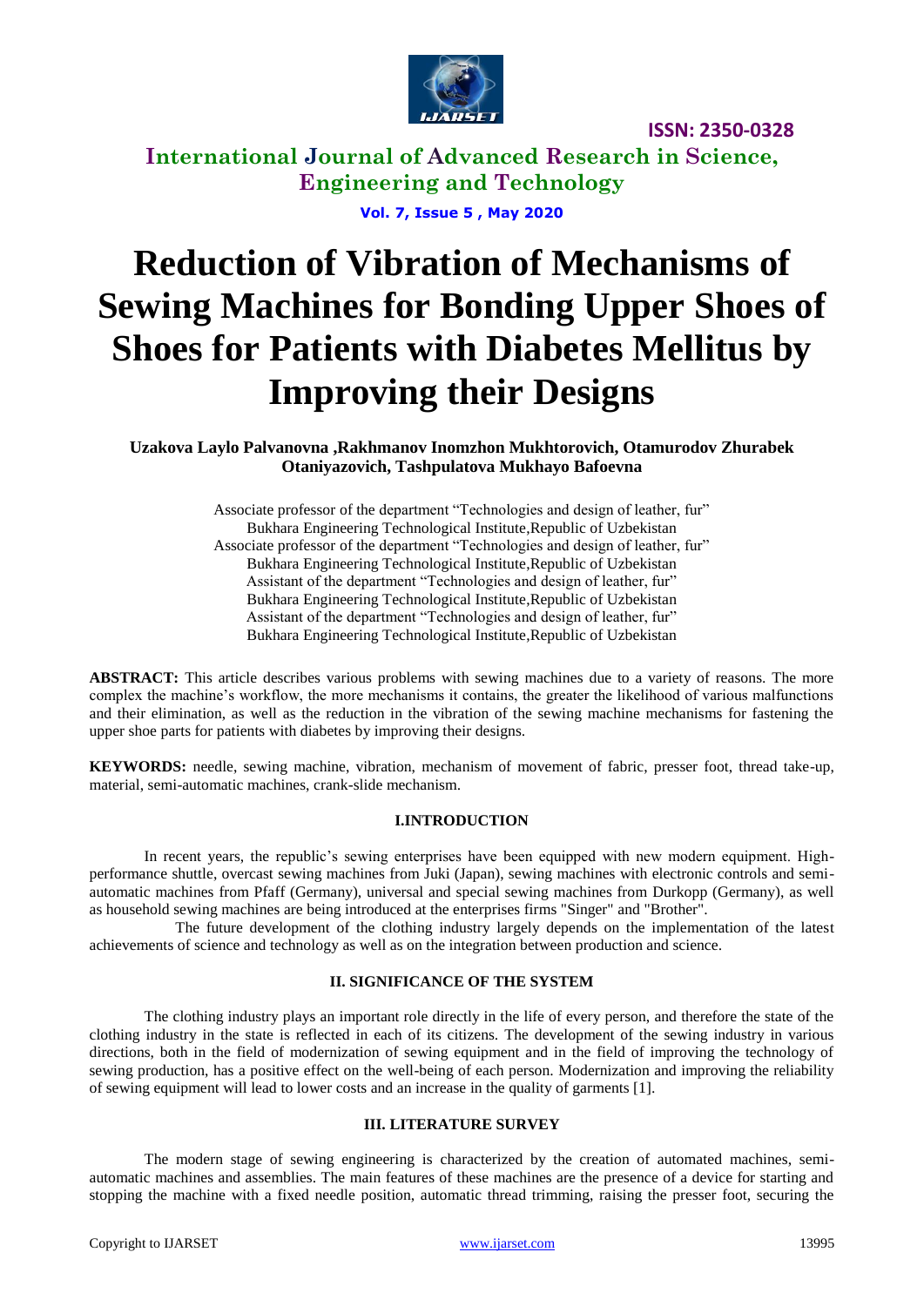# Reduction of Vibration of Mechanisms of Sewing Machines for Bonding Upper Shoes of Shoes for Patients with Diabetes Mellitus by Improving their Designs

**Uzakova Laylo Palvanovna ,Rakhmanov Inomzhon Mukhtorovich, Otamurodov Zhurabek Otaniyazovich, Tashpulatova Mukhayo Bafoevna**

Associate professor of the department "Technologies and design of leather, fur"
Bukhara Engineering Technological Institute,Republic of Uzbekistan
Associate professor of the department "Technologies and design of leather, fur"
Bukhara Engineering Technological Institute,Republic of Uzbekistan
Assistant of the department "Technologies and design of leather, fur"
Bukhara Engineering Technological Institute,Republic of Uzbekistan
Assistant of the department "Technologies and design of leather, fur"
Bukhara Engineering Technological Institute,Republic of Uzbekistan

**ABSTRACT:** This article describes various problems with sewing machines due to a variety of reasons. The more complex the machine's workflow, the more mechanisms it contains, the greater the likelihood of various malfunctions and their elimination, as well as the reduction in the vibration of the sewing machine mechanisms for fastening the upper shoe parts for patients with diabetes by improving their designs.

**KEYWORDS:** needle, sewing machine, vibration, mechanism of movement of fabric, presser foot, thread take-up, material, semi-automatic machines, crank-slide mechanism.

## I.INTRODUCTION

In recent years, the republic's sewing enterprises have been equipped with new modern equipment. High-performance shuttle, overcast sewing machines from Juki (Japan), sewing machines with electronic controls and semi-automatic machines from Pfaff (Germany), universal and special sewing machines from Durkopp (Germany), as well as household sewing machines are being introduced at the enterprises firms "Singer" and "Brother".

The future development of the clothing industry largely depends on the implementation of the latest achievements of science and technology as well as on the integration between production and science.

## II. SIGNIFICANCE OF THE SYSTEM

The clothing industry plays an important role directly in the life of every person, and therefore the state of the clothing industry in the state is reflected in each of its citizens. The development of the sewing industry in various directions, both in the field of modernization of sewing equipment and in the field of improving the technology of sewing production, has a positive effect on the well-being of each person. Modernization and improving the reliability of sewing equipment will lead to lower costs and an increase in the quality of garments [1].

## III. LITERATURE SURVEY

The modern stage of sewing engineering is characterized by the creation of automated machines, semi-automatic machines and assemblies. The main features of these machines are the presence of a device for starting and stopping the machine with a fixed needle position, automatic thread trimming, raising the presser foot, securing the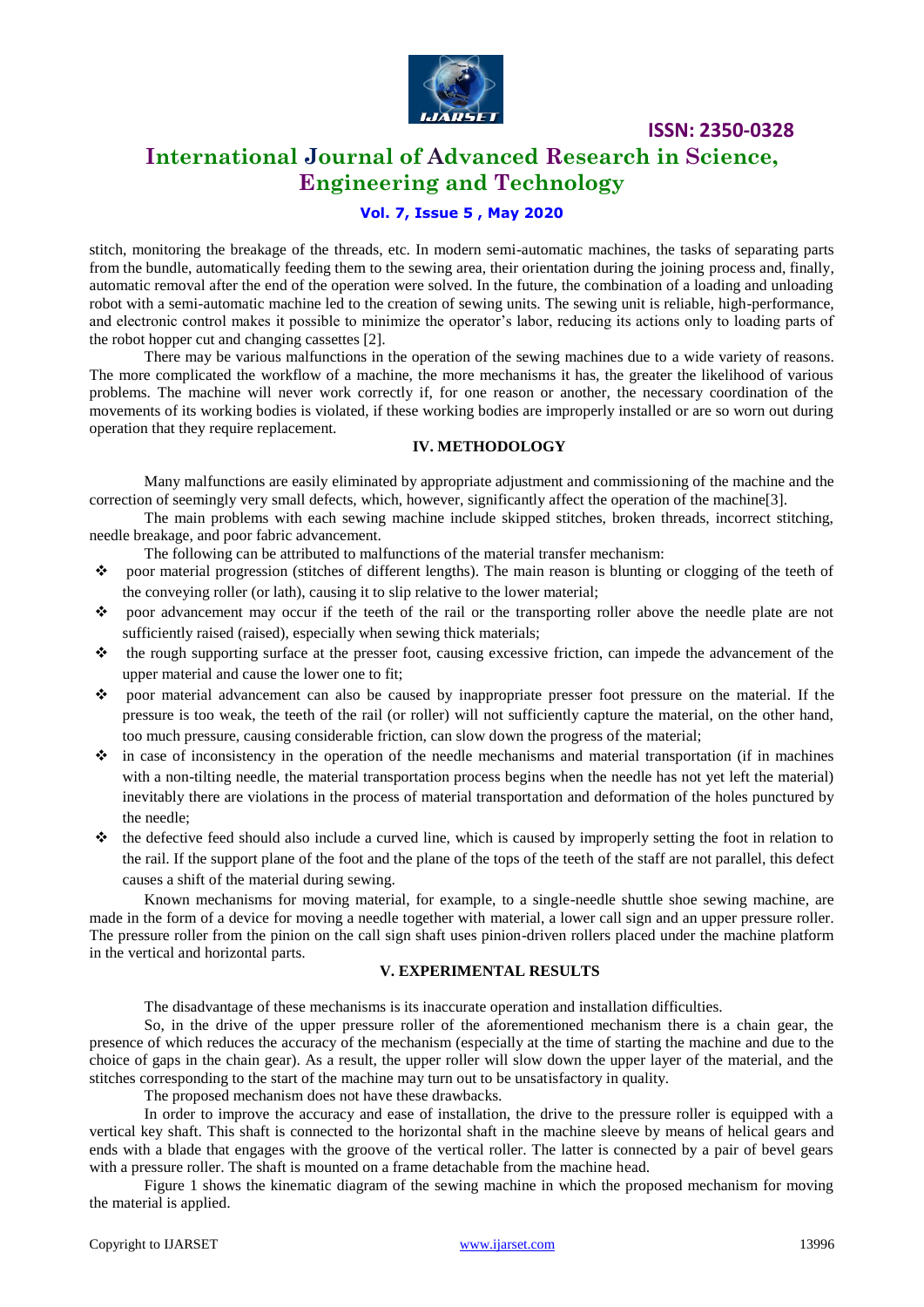stitch, monitoring the breakage of the threads, etc. In modern semi-automatic machines, the tasks of separating parts from the bundle, automatically feeding them to the sewing area, their orientation during the joining process and, finally, automatic removal after the end of the operation were solved. In the future, the combination of a loading and unloading robot with a semi-automatic machine led to the creation of sewing units. The sewing unit is reliable, high-performance, and electronic control makes it possible to minimize the operator's labor, reducing its actions only to loading parts of the robot hopper cut and changing cassettes [2].

There may be various malfunctions in the operation of the sewing machines due to a wide variety of reasons. The more complicated the workflow of a machine, the more mechanisms it has, the greater the likelihood of various problems. The machine will never work correctly if, for one reason or another, the necessary coordination of the movements of its working bodies is violated, if these working bodies are improperly installed or are so worn out during operation that they require replacement.

## IV. METHODOLOGY

Many malfunctions are easily eliminated by appropriate adjustment and commissioning of the machine and the correction of seemingly very small defects, which, however, significantly affect the operation of the machine[3].

The main problems with each sewing machine include skipped stitches, broken threads, incorrect stitching, needle breakage, and poor fabric advancement.

The following can be attributed to malfunctions of the material transfer mechanism:

- poor material progression (stitches of different lengths). The main reason is blunting or clogging of the teeth of the conveying roller (or lath), causing it to slip relative to the lower material;
- poor advancement may occur if the teeth of the rail or the transporting roller above the needle plate are not sufficiently raised (raised), especially when sewing thick materials;
- the rough supporting surface at the presser foot, causing excessive friction, can impede the advancement of the upper material and cause the lower one to fit;
- poor material advancement can also be caused by inappropriate presser foot pressure on the material. If the pressure is too weak, the teeth of the rail (or roller) will not sufficiently capture the material, on the other hand, too much pressure, causing considerable friction, can slow down the progress of the material;
- in case of inconsistency in the operation of the needle mechanisms and material transportation (if in machines with a non-tilting needle, the material transportation process begins when the needle has not yet left the material) inevitably there are violations in the process of material transportation and deformation of the holes punctured by the needle;
- the defective feed should also include a curved line, which is caused by improperly setting the foot in relation to the rail. If the support plane of the foot and the plane of the tops of the teeth of the staff are not parallel, this defect causes a shift of the material during sewing.

Known mechanisms for moving material, for example, to a single-needle shuttle shoe sewing machine, are made in the form of a device for moving a needle together with material, a lower call sign and an upper pressure roller. The pressure roller from the pinion on the call sign shaft uses pinion-driven rollers placed under the machine platform in the vertical and horizontal parts.

## V. EXPERIMENTAL RESULTS

The disadvantage of these mechanisms is its inaccurate operation and installation difficulties.

So, in the drive of the upper pressure roller of the aforementioned mechanism there is a chain gear, the presence of which reduces the accuracy of the mechanism (especially at the time of starting the machine and due to the choice of gaps in the chain gear). As a result, the upper roller will slow down the upper layer of the material, and the stitches corresponding to the start of the machine may turn out to be unsatisfactory in quality.

The proposed mechanism does not have these drawbacks.

In order to improve the accuracy and ease of installation, the drive to the pressure roller is equipped with a vertical key shaft. This shaft is connected to the horizontal shaft in the machine sleeve by means of helical gears and ends with a blade that engages with the groove of the vertical roller. The latter is connected by a pair of bevel gears with a pressure roller. The shaft is mounted on a frame detachable from the machine head.

Figure 1 shows the kinematic diagram of the sewing machine in which the proposed mechanism for moving the material is applied.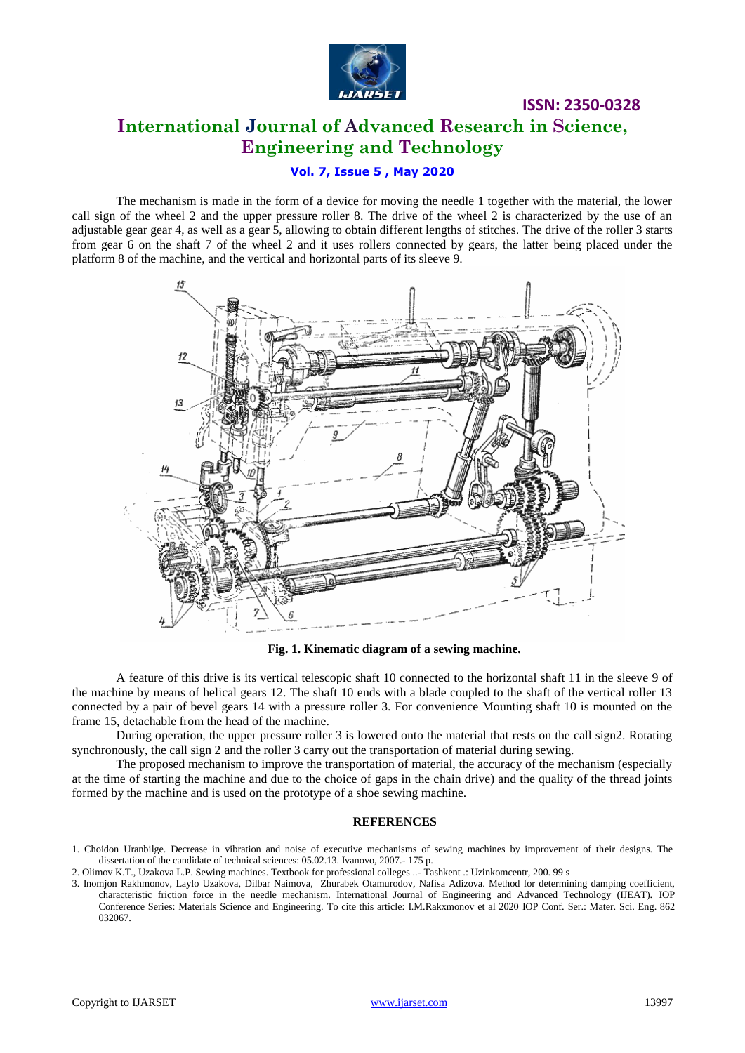The mechanism is made in the form of a device for moving the needle 1 together with the material, the lower call sign of the wheel 2 and the upper pressure roller 8. The drive of the wheel 2 is characterized by the use of an adjustable gear gear 4, as well as a gear 5, allowing to obtain different lengths of stitches. The drive of the roller 3 starts from gear 6 on the shaft 7 of the wheel 2 and it uses rollers connected by gears, the latter being placed under the platform 8 of the machine, and the vertical and horizontal parts of its sleeve 9.

**Fig. 1. Kinematic diagram of a sewing machine.**

A feature of this drive is its vertical telescopic shaft 10 connected to the horizontal shaft 11 in the sleeve 9 of the machine by means of helical gears 12. The shaft 10 ends with a blade coupled to the shaft of the vertical roller 13 connected by a pair of bevel gears 14 with a pressure roller 3. For convenience Mounting shaft 10 is mounted on the frame 15, detachable from the head of the machine.

During operation, the upper pressure roller 3 is lowered onto the material that rests on the call sign2. Rotating synchronously, the call sign 2 and the roller 3 carry out the transportation of material during sewing.

The proposed mechanism to improve the transportation of material, the accuracy of the mechanism (especially at the time of starting the machine and due to the choice of gaps in the chain drive) and the quality of the thread joints formed by the machine and is used on the prototype of a shoe sewing machine.

## REFERENCES

1. Choidon Uranbilge. Decrease in vibration and noise of executive mechanisms of sewing machines by improvement of their designs. The dissertation of the candidate of technical sciences: 05.02.13. Ivanovo, 2007.- 175 p.
2. Olimov K.T., Uzakova L.P. Sewing machines. Textbook for professional colleges ..- Tashkent .: Uzinkomcentr, 200. 99 s
3. Inomjon Rakhmonov, Laylo Uzakova, Dilbar Naimova, Zhurabek Otamurodov, Nafisa Adizova. Method for determining damping coefficient, characteristic friction force in the needle mechanism. International Journal of Engineering and Advanced Technology (IJEAT). IOP Conference Series: Materials Science and Engineering. To cite this article: I.M.Rakxmonov et al 2020 IOP Conf. Ser.: Mater. Sci. Eng. 862 032067.